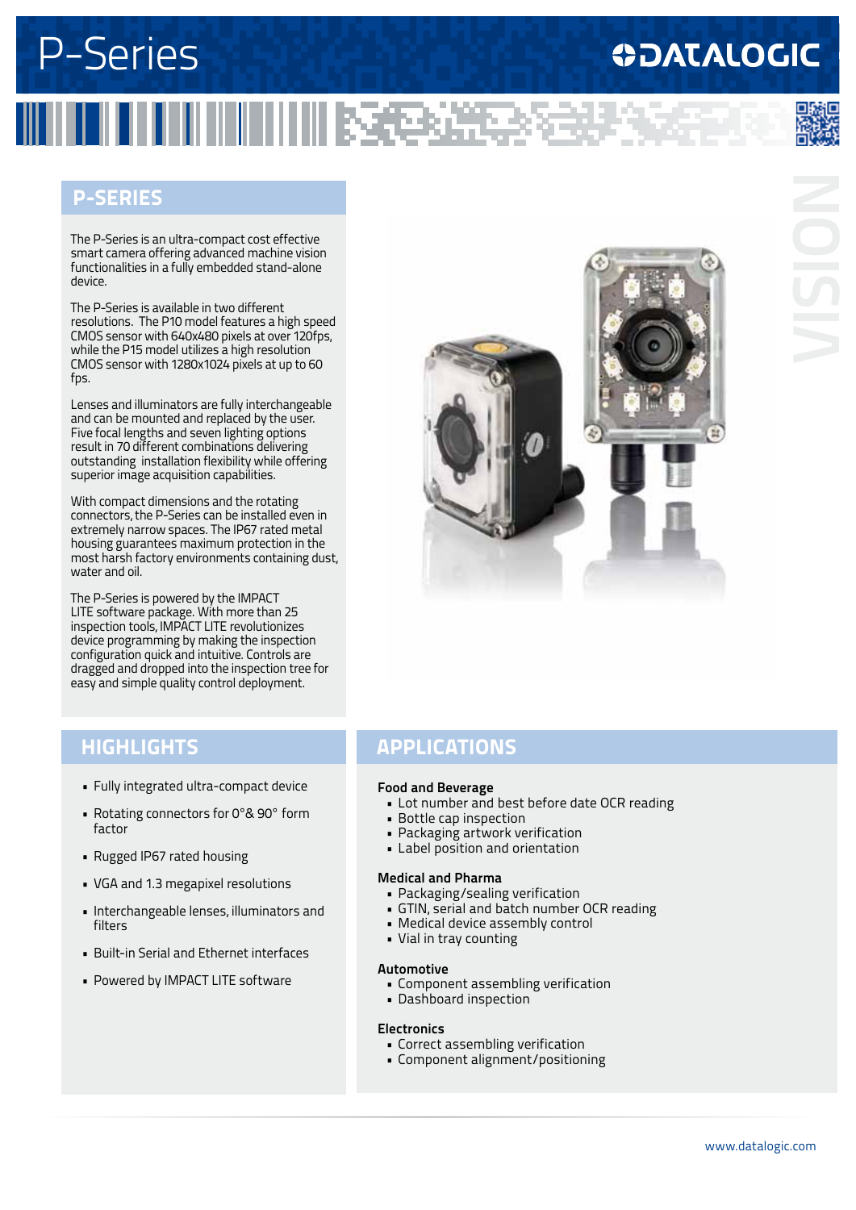# P-Series

## P-SERIES

The P-Series is an ultra-compact cost effective smart camera offering advanced machine vision functionalities in a fully embedded stand-alone device.

The P-Series is available in two different resolutions. The P10 model features a high speed CMOS sensor with 640x480 pixels at over 120fps, while the P15 model utilizes a high resolution CMOS sensor with 1280x1024 pixels at up to 60 fps.

Lenses and illuminators are fully interchangeable and can be mounted and replaced by the user. Five focal lengths and seven lighting options result in 70 different combinations delivering outstanding installation flexibility while offering superior image acquisition capabilities.

With compact dimensions and the rotating connectors, the P-Series can be installed even in extremely narrow spaces. The IP67 rated metal housing guarantees maximum protection in the most harsh factory environments containing dust, water and oil.

The P-Series is powered by the IMPACT LITE software package. With more than 25 inspection tools, IMPACT LITE revolutionizes device programming by making the inspection configuration quick and intuitive. Controls are dragged and dropped into the inspection tree for easy and simple quality control deployment.

## HIGHLIGHTS

- Fully integrated ultra-compact device
- Rotating connectors for 0°& 90° form factor
- Rugged IP67 rated housing
- VGA and 1.3 megapixel resolutions
- Interchangeable lenses, illuminators and filters
- Built-in Serial and Ethernet interfaces
- Powered by IMPACT LITE software

## APPLICATIONS

**Food and Beverage**
- Lot number and best before date OCR reading
- Bottle cap inspection
- Packaging artwork verification
- Label position and orientation

**Medical and Pharma**
- Packaging/sealing verification
- GTIN, serial and batch number OCR reading
- Medical device assembly control
- Vial in tray counting

**Automotive**
- Component assembling verification
- Dashboard inspection

**Electronics**
- Correct assembling verification
- Component alignment/positioning

www.datalogic.com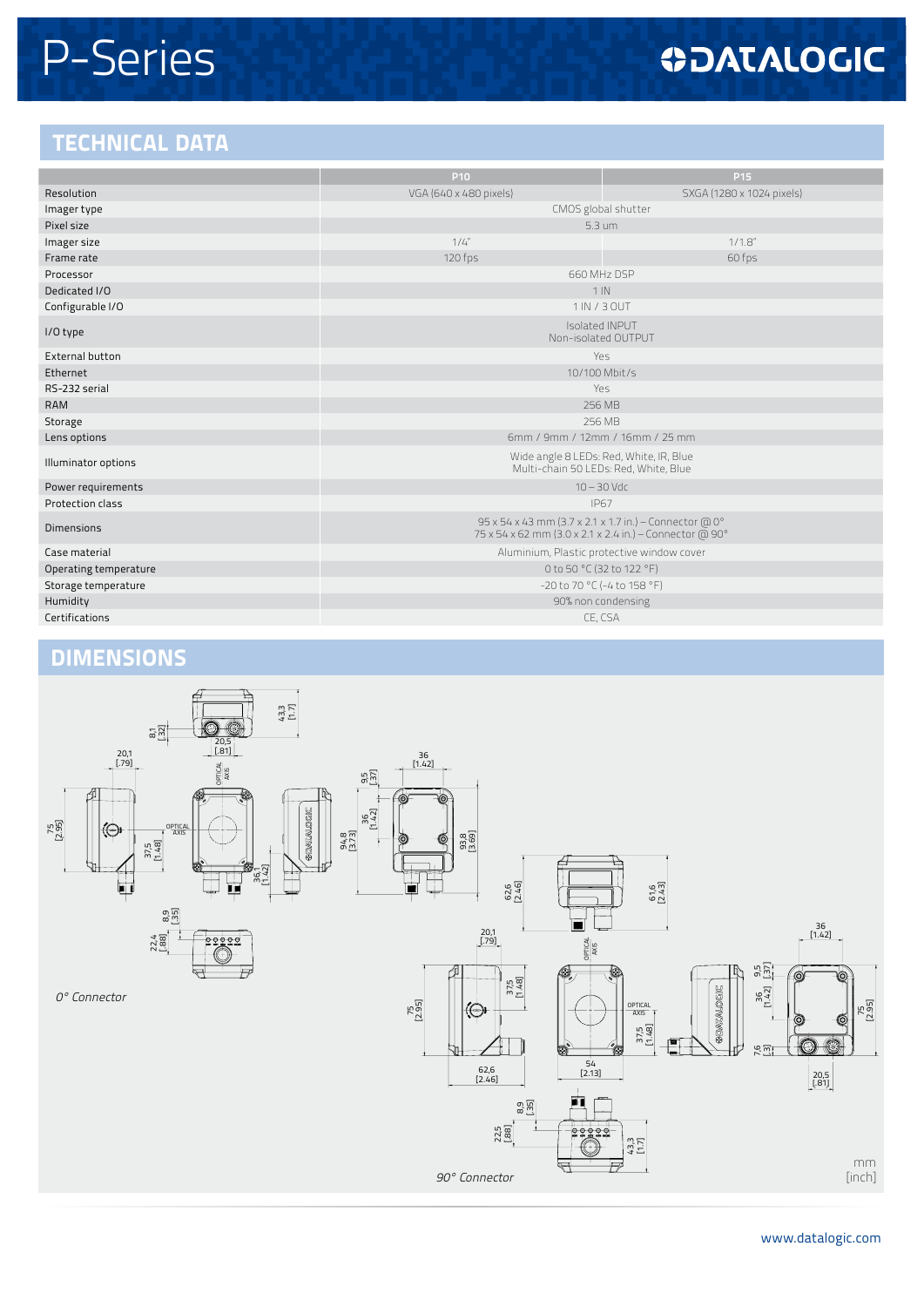## TECHNICAL DATA

| | P10 | P15 |
|---|---|---|
| Resolution | VGA (640 x 480 pixels) | SXGA (1280 x 1024 pixels) |
| Imager type | CMOS global shutter | |
| Pixel size | 5.3 um | |
| Imager size | 1/4" | 1/1.8" |
| Frame rate | 120 fps | 60 fps |
| Processor | 660 MHz DSP | |
| Dedicated I/O | 1 IN | |
| Configurable I/O | 1 IN / 3 OUT | |
| I/O type | Isolated INPUT<br>Non-isolated OUTPUT | |
| External button | Yes | |
| Ethernet | 10/100 Mbit/s | |
| RS-232 serial | Yes | |
| RAM | 256 MB | |
| Storage | 256 MB | |
| Lens options | 6mm / 9mm / 12mm / 16mm / 25 mm | |
| Illuminator options | Wide angle 8 LEDs: Red, White, IR, Blue<br>Multi-chain 50 LEDs: Red, White, Blue | |
| Power requirements | 10 – 30 Vdc | |
| Protection class | IP67 | |
| Dimensions | 95 x 54 x 43 mm (3.7 x 2.1 x 1.7 in.) – Connector @ 0°<br>75 x 54 x 62 mm (3.0 x 2.1 x 2.4 in.) – Connector @ 90° | |
| Case material | Aluminium, Plastic protective window cover | |
| Operating temperature | 0 to 50 °C (32 to 122 °F) | |
| Storage temperature | -20 to 70 °C (-4 to 158 °F) | |
| Humidity | 90% non condensing | |
| Certifications | CE, CSA | |

## DIMENSIONS

*0° Connector*

*90° Connector*

mm
[inch]

www.datalogic.com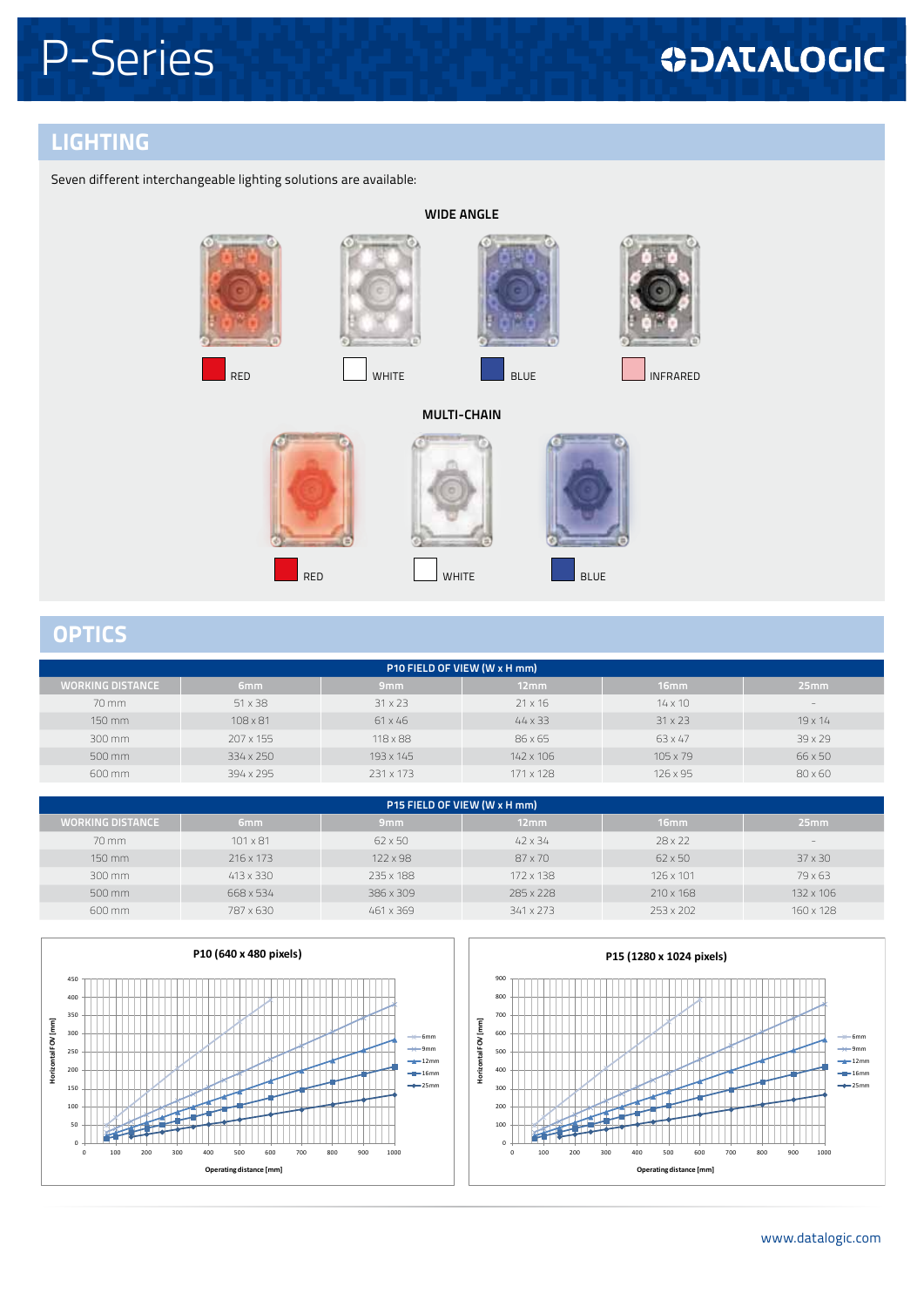## LIGHTING

Seven different interchangeable lighting solutions are available:

**WIDE ANGLE**

RED

WHITE

BLUE

INFRARED

**MULTI-CHAIN**

RED

WHITE

BLUE

## OPTICS

**P10 FIELD OF VIEW (W x H mm)**

| WORKING DISTANCE | 6mm | 9mm | 12mm | 16mm | 25mm |
|---|---|---|---|---|---|
| 70 mm | 51 x 38 | 31 x 23 | 21 x 16 | 14 x 10 | - |
| 150 mm | 108 x 81 | 61 x 46 | 44 x 33 | 31 x 23 | 19 x 14 |
| 300 mm | 207 x 155 | 118 x 88 | 86 x 65 | 63 x 47 | 39 x 29 |
| 500 mm | 334 x 250 | 193 x 145 | 142 x 106 | 105 x 79 | 66 x 50 |
| 600 mm | 394 x 295 | 231 x 173 | 171 x 128 | 126 x 95 | 80 x 60 |

**P15 FIELD OF VIEW (W x H mm)**

| WORKING DISTANCE | 6mm | 9mm | 12mm | 16mm | 25mm |
|---|---|---|---|---|---|
| 70 mm | 101 x 81 | 62 x 50 | 42 x 34 | 28 x 22 | - |
| 150 mm | 216 x 173 | 122 x 98 | 87 x 70 | 62 x 50 | 37 x 30 |
| 300 mm | 413 x 330 | 235 x 188 | 172 x 138 | 126 x 101 | 79 x 63 |
| 500 mm | 668 x 534 | 386 x 309 | 285 x 228 | 210 x 168 | 132 x 106 |
| 600 mm | 787 x 630 | 461 x 369 | 341 x 273 | 253 x 202 | 160 x 128 |

**P10 (640 x 480 pixels)**

Horizontal FOV [mm] vs. Operating distance [mm] — 6mm, 9mm, 12mm, 16mm, 25mm

**P15 (1280 x 1024 pixels)**

Horizontal FOV [mm] vs. Operating distance [mm] — 6mm, 9mm, 12mm, 16mm, 25mm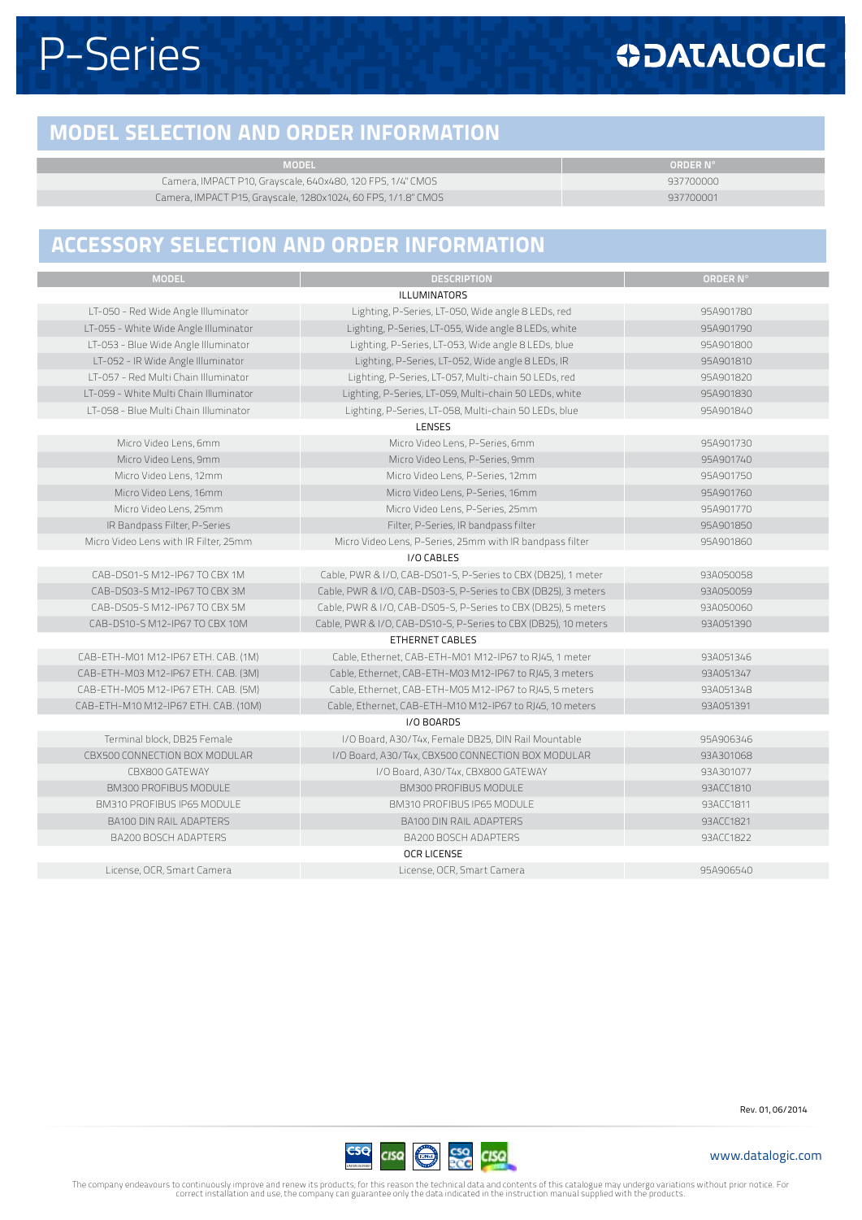# P-Series

## MODEL SELECTION AND ORDER INFORMATION

| MODEL | ORDER N° |
|---|---|
| Camera, IMPACT P10, Grayscale, 640x480, 120 FPS, 1/4" CMOS | 937700000 |
| Camera, IMPACT P15, Grayscale, 1280x1024, 60 FPS, 1/1.8" CMOS | 937700001 |

## ACCESSORY SELECTION AND ORDER INFORMATION

| MODEL | DESCRIPTION | ORDER N° |
|---|---|---|
| | ILLUMINATORS | |
| LT-050 - Red Wide Angle Illuminator | Lighting, P-Series, LT-050, Wide angle 8 LEDs, red | 95A901780 |
| LT-055 - White Wide Angle Illuminator | Lighting, P-Series, LT-055, Wide angle 8 LEDs, white | 95A901790 |
| LT-053 - Blue Wide Angle Illuminator | Lighting, P-Series, LT-053, Wide angle 8 LEDs, blue | 95A901800 |
| LT-052 - IR Wide Angle Illuminator | Lighting, P-Series, LT-052, Wide angle 8 LEDs, IR | 95A901810 |
| LT-057 - Red Multi Chain Illuminator | Lighting, P-Series, LT-057, Multi-chain 50 LEDs, red | 95A901820 |
| LT-059 - White Multi Chain Illuminator | Lighting, P-Series, LT-059, Multi-chain 50 LEDs, white | 95A901830 |
| LT-058 - Blue Multi Chain Illuminator | Lighting, P-Series, LT-058, Multi-chain 50 LEDs, blue | 95A901840 |
| | LENSES | |
| Micro Video Lens, 6mm | Micro Video Lens, P-Series, 6mm | 95A901730 |
| Micro Video Lens, 9mm | Micro Video Lens, P-Series, 9mm | 95A901740 |
| Micro Video Lens, 12mm | Micro Video Lens, P-Series, 12mm | 95A901750 |
| Micro Video Lens, 16mm | Micro Video Lens, P-Series, 16mm | 95A901760 |
| Micro Video Lens, 25mm | Micro Video Lens, P-Series, 25mm | 95A901770 |
| IR Bandpass Filter, P-Series | Filter, P-Series, IR bandpass filter | 95A901850 |
| Micro Video Lens with IR Filter, 25mm | Micro Video Lens, P-Series, 25mm with IR bandpass filter | 95A901860 |
| | I/O CABLES | |
| CAB-DS01-S M12-IP67 TO CBX 1M | Cable, PWR & I/O, CAB-DS01-S, P-Series to CBX (DB25), 1 meter | 93A050058 |
| CAB-DS03-S M12-IP67 TO CBX 3M | Cable, PWR & I/O, CAB-DS03-S, P-Series to CBX (DB25), 3 meters | 93A050059 |
| CAB-DS05-S M12-IP67 TO CBX 5M | Cable, PWR & I/O, CAB-DS05-S, P-Series to CBX (DB25), 5 meters | 93A050060 |
| CAB-DS10-S M12-IP67 TO CBX 10M | Cable, PWR & I/O, CAB-DS10-S, P-Series to CBX (DB25), 10 meters | 93A051390 |
| | ETHERNET CABLES | |
| CAB-ETH-M01 M12-IP67 ETH. CAB. (1M) | Cable, Ethernet, CAB-ETH-M01 M12-IP67 to RJ45, 1 meter | 93A051346 |
| CAB-ETH-M03 M12-IP67 ETH. CAB. (3M) | Cable, Ethernet, CAB-ETH-M03 M12-IP67 to RJ45, 3 meters | 93A051347 |
| CAB-ETH-M05 M12-IP67 ETH. CAB. (5M) | Cable, Ethernet, CAB-ETH-M05 M12-IP67 to RJ45, 5 meters | 93A051348 |
| CAB-ETH-M10 M12-IP67 ETH. CAB. (10M) | Cable, Ethernet, CAB-ETH-M10 M12-IP67 to RJ45, 10 meters | 93A051391 |
| | I/O BOARDS | |
| Terminal block, DB25 Female | I/O Board, A30/T4x, Female DB25, DIN Rail Mountable | 95A906346 |
| CBX500 CONNECTION BOX MODULAR | I/O Board, A30/T4x, CBX500 CONNECTION BOX MODULAR | 93A301068 |
| CBX800 GATEWAY | I/O Board, A30/T4x, CBX800 GATEWAY | 93A301077 |
| BM300 PROFIBUS MODULE | BM300 PROFIBUS MODULE | 93ACC1810 |
| BM310 PROFIBUS IP65 MODULE | BM310 PROFIBUS IP65 MODULE | 93ACC1811 |
| BA100 DIN RAIL ADAPTERS | BA100 DIN RAIL ADAPTERS | 93ACC1821 |
| BA200 BOSCH ADAPTERS | BA200 BOSCH ADAPTERS | 93ACC1822 |
| | OCR LICENSE | |
| License, OCR, Smart Camera | License, OCR, Smart Camera | 95A906540 |

Rev. 01, 06/2014

www.datalogic.com

The company endeavours to continuously improve and renew its products; for this reason the technical data and contents of this catalogue may undergo variations without prior notice. For correct installation and use, the company can guarantee only the data indicated in the instruction manual supplied with the products.